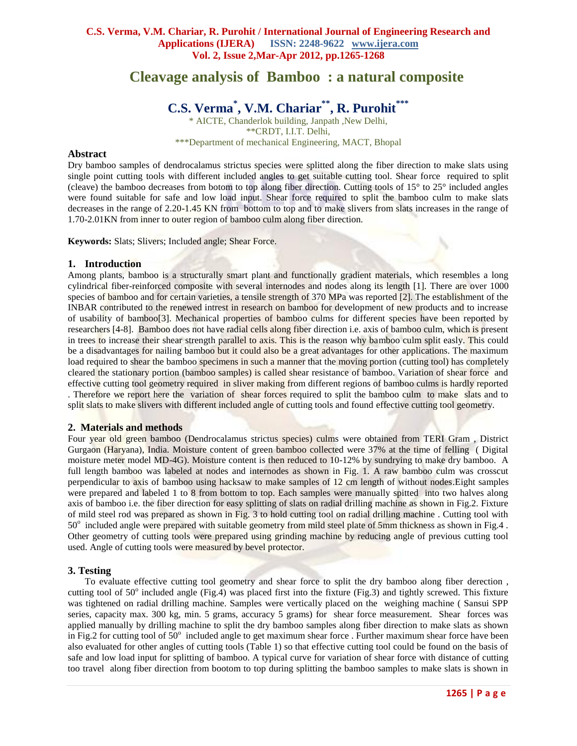# Cleavage analysis of Bamboo : a natural composite

## C.S. Verma*, V.M. Chariar**, R. Purohit***

\* AICTE, Chanderlok building, Janpath ,New Delhi,
\*\*CRDT, I.I.T. Delhi,
\*\*\*Department of mechanical Engineering, MACT, Bhopal

### Abstract

Dry bamboo samples of dendrocalamus strictus species were splitted along the fiber direction to make slats using single point cutting tools with different included angles to get suitable cutting tool. Shear force required to split (cleave) the bamboo decreases from botom to top along fiber direction. Cutting tools of 15° to 25° included angles were found suitable for safe and low load input. Shear force required to split the bamboo culm to make slats decreases in the range of 2.20-1.45 KN from bottom to top and to make slivers from slats increases in the range of 1.70-2.01KN from inner to outer region of bamboo culm along fiber direction.

**Keywords:** Slats; Slivers; Included angle; Shear Force.

### 1. Introduction

Among plants, bamboo is a structurally smart plant and functionally gradient materials, which resembles a long cylindrical fiber-reinforced composite with several internodes and nodes along its length [1]. There are over 1000 species of bamboo and for certain varieties, a tensile strength of 370 MPa was reported [2]. The establishment of the INBAR contributed to the renewed intrest in research on bamboo for development of new products and to increase of usability of bamboo[3]. Mechanical properties of bamboo culms for different species have been reported by researchers [4-8]. Bamboo does not have radial cells along fiber direction i.e. axis of bamboo culm, which is present in trees to increase their shear strength parallel to axis. This is the reason why bamboo culm split easly. This could be a disadvantages for nailing bamboo but it could also be a great advantages for other applications. The maximum load required to shear the bamboo specimens in such a manner that the moving portion (cutting tool) has completely cleared the stationary portion (bamboo samples) is called shear resistance of bamboo. Variation of shear force and effective cutting tool geometry required in sliver making from different regions of bamboo culms is hardly reported . Therefore we report here the variation of shear forces required to split the bamboo culm to make slats and to split slats to make slivers with different included angle of cutting tools and found effective cutting tool geometry.

### 2. Materials and methods

Four year old green bamboo (Dendrocalamus strictus species) culms were obtained from TERI Gram , District Gurgaon (Haryana), India. Moisture content of green bamboo collected were 37% at the time of felling ( Digital moisture meter model MD-4G). Moisture content is then reduced to 10-12% by sundrying to make dry bamboo. A full length bamboo was labeled at nodes and internodes as shown in Fig. 1. A raw bamboo culm was crosscut perpendicular to axis of bamboo using hacksaw to make samples of 12 cm length of without nodes.Eight samples were prepared and labeled 1 to 8 from bottom to top. Each samples were manually spitted into two halves along axis of bamboo i.e. the fiber direction for easy splitting of slats on radial drilling machine as shown in Fig.2. Fixture of mild steel rod was prepared as shown in Fig. 3 to hold cutting tool on radial drilling machine . Cutting tool with 50$^{o}$ included angle were prepared with suitable geometry from mild steel plate of 5mm thickness as shown in Fig.4 . Other geometry of cutting tools were prepared using grinding machine by reducing angle of previous cutting tool used. Angle of cutting tools were measured by bevel protector.

### 3. Testing

To evaluate effective cutting tool geometry and shear force to split the dry bamboo along fiber derection , cutting tool of 50$^{o}$ included angle (Fig.4) was placed first into the fixture (Fig.3) and tightly screwed. This fixture was tightened on radial drilling machine. Samples were vertically placed on the weighing machine ( Sansui SPP series, capacity max. 300 kg, min. 5 grams, accuracy 5 grams) for shear force measurement. Shear forces was applied manually by drilling machine to split the dry bamboo samples along fiber direction to make slats as shown in Fig.2 for cutting tool of 50$^{o}$ included angle to get maximum shear force . Further maximum shear force have been also evaluated for other angles of cutting tools (Table 1) so that effective cutting tool could be found on the basis of safe and low load input for splitting of bamboo. A typical curve for variation of shear force with distance of cutting too travel along fiber direction from bootom to top during splitting the bamboo samples to make slats is shown in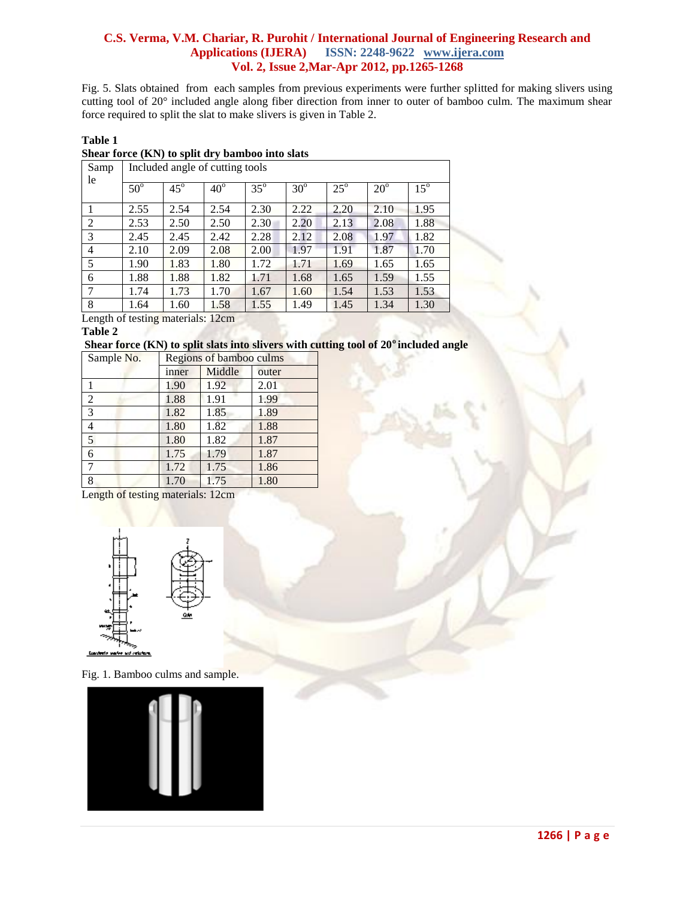Fig. 5. Slats obtained from each samples from previous experiments were further splitted for making slivers using cutting tool of 20° included angle along fiber direction from inner to outer of bamboo culm. The maximum shear force required to split the slat to make slivers is given in Table 2.

**Table 1**

**Shear force (KN) to split dry bamboo into slats**

| Sample | Included angle of cutting tools | | | | | | | |
|---|---|---|---|---|---|---|---|---|
| | $50^o$ | $45^o$ | $40^o$ | $35^o$ | $30^o$ | $25^o$ | $20^o$ | $15^o$ |
| 1 | 2.55 | 2.54 | 2.54 | 2.30 | 2.22 | 2.20 | 2.10 | 1.95 |
| 2 | 2.53 | 2.50 | 2.50 | 2.30 | 2.20 | 2.13 | 2.08 | 1.88 |
| 3 | 2.45 | 2.45 | 2.42 | 2.28 | 2.12 | 2.08 | 1.97 | 1.82 |
| 4 | 2.10 | 2.09 | 2.08 | 2.00 | 1.97 | 1.91 | 1.87 | 1.70 |
| 5 | 1.90 | 1.83 | 1.80 | 1.72 | 1.71 | 1.69 | 1.65 | 1.65 |
| 6 | 1.88 | 1.88 | 1.82 | 1.71 | 1.68 | 1.65 | 1.59 | 1.55 |
| 7 | 1.74 | 1.73 | 1.70 | 1.67 | 1.60 | 1.54 | 1.53 | 1.53 |
| 8 | 1.64 | 1.60 | 1.58 | 1.55 | 1.49 | 1.45 | 1.34 | 1.30 |

Length of testing materials: 12cm

**Table 2**

**Shear force (KN) to split slats into slivers with cutting tool of $20^o$ included angle**

| Sample No. | Regions of bamboo culms | | |
|---|---|---|---|
| | inner | Middle | outer |
| 1 | 1.90 | 1.92 | 2.01 |
| 2 | 1.88 | 1.91 | 1.99 |
| 3 | 1.82 | 1.85 | 1.89 |
| 4 | 1.80 | 1.82 | 1.88 |
| 5 | 1.80 | 1.82 | 1.87 |
| 6 | 1.75 | 1.79 | 1.87 |
| 7 | 1.72 | 1.75 | 1.86 |
| 8 | 1.70 | 1.75 | 1.80 |

Length of testing materials: 12cm

Fig. 1. Bamboo culms and sample.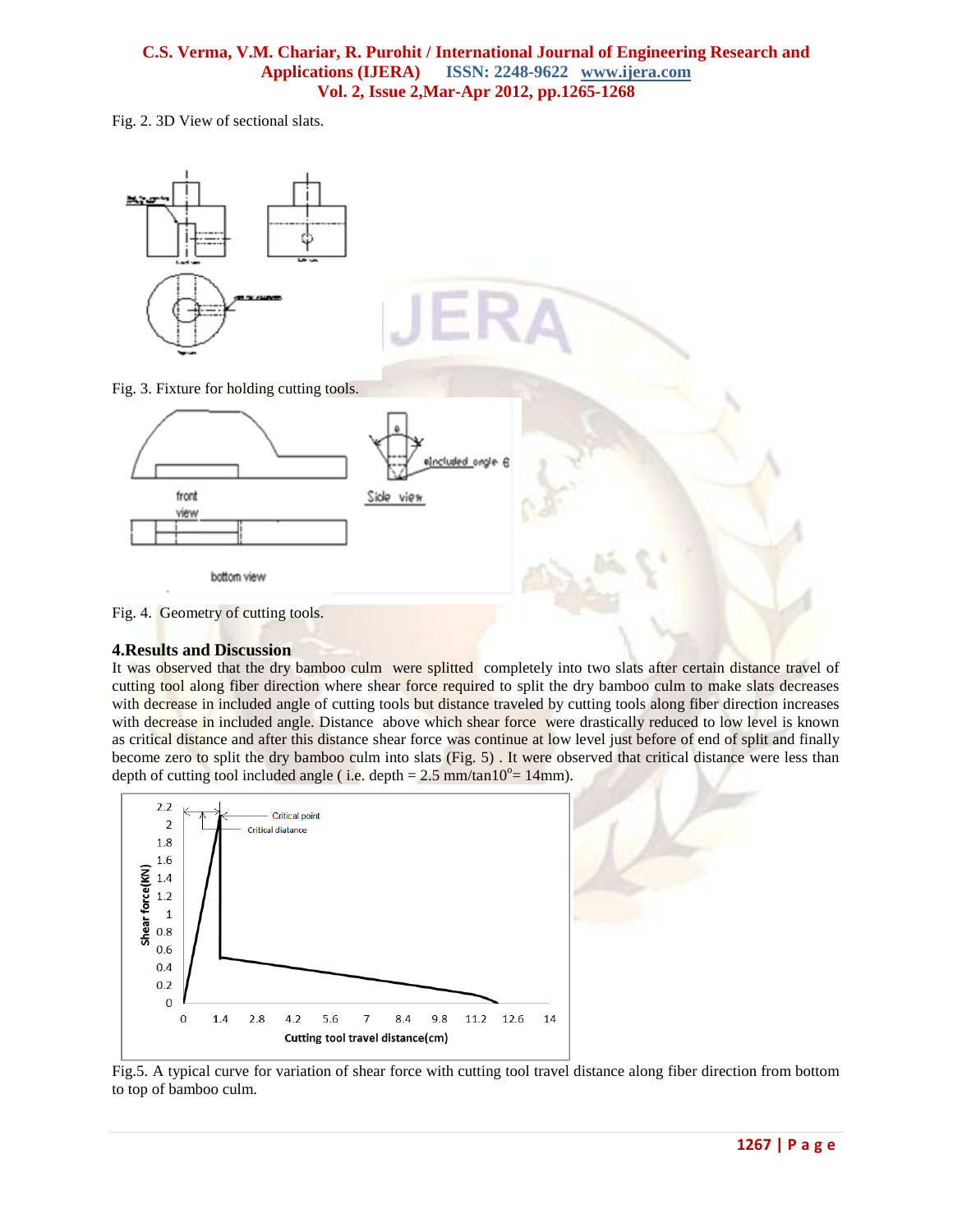Fig. 2. 3D View of sectional slats.

Fig. 3. Fixture for holding cutting tools.

front view

bottom view

Side view

included angle θ

Fig. 4. Geometry of cutting tools.

### 4.Results and Discussion

It was observed that the dry bamboo culm were splitted completely into two slats after certain distance travel of cutting tool along fiber direction where shear force required to split the dry bamboo culm to make slats decreases with decrease in included angle of cutting tools but distance traveled by cutting tools along fiber direction increases with decrease in included angle. Distance above which shear force were drastically reduced to low level is known as critical distance and after this distance shear force was continue at low level just before of end of split and finally become zero to split the dry bamboo culm into slats (Fig. 5) . It were observed that critical distance were less than depth of cutting tool included angle ( i.e. depth = 2.5 mm/tan$10^{o}$= 14mm).

Critical point

Critical diatance

Shear force(KN)

2.2
2
1.8
1.6
1.4
1.2
1
0.8
0.6
0.4
0.2
0

0 1.4 2.8 4.2 5.6 7 8.4 9.8 11.2 12.6 14

Cutting tool travel distance(cm)

Fig.5. A typical curve for variation of shear force with cutting tool travel distance along fiber direction from bottom to top of bamboo culm.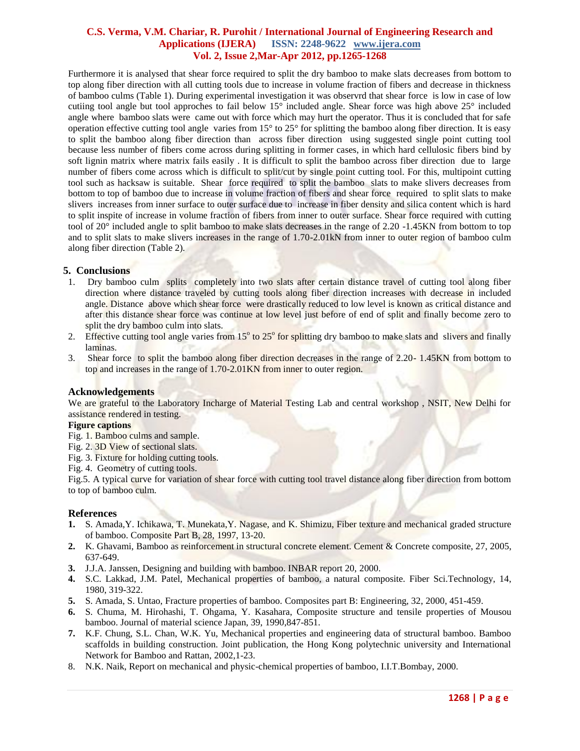Furthermore it is analysed that shear force required to split the dry bamboo to make slats decreases from bottom to top along fiber direction with all cutting tools due to increase in volume fraction of fibers and decrease in thickness of bamboo culms (Table 1). During experimental investigation it was observrd that shear force is low in case of low cutiing tool angle but tool approches to fail below 15° included angle. Shear force was high above 25° included angle where bamboo slats were came out with force which may hurt the operator. Thus it is concluded that for safe operation effective cutting tool angle varies from 15° to 25° for splitting the bamboo along fiber direction. It is easy to split the bamboo along fiber direction than across fiber direction using suggested single point cutting tool because less number of fibers come across during splitting in former cases, in which hard cellulosic fibers bind by soft lignin matrix where matrix fails easily . It is difficult to split the bamboo across fiber direction due to large number of fibers come across which is difficult to split/cut by single point cutting tool. For this, multipoint cutting tool such as hacksaw is suitable. Shear force required to split the bamboo slats to make slivers decreases from bottom to top of bamboo due to increase in volume fraction of fibers and shear force required to split slats to make slivers increases from inner surface to outer surface due to increase in fiber density and silica content which is hard to split inspite of increase in volume fraction of fibers from inner to outer surface. Shear force required with cutting tool of 20° included angle to split bamboo to make slats decreases in the range of 2.20 -1.45KN from bottom to top and to split slats to make slivers increases in the range of 1.70-2.01kN from inner to outer region of bamboo culm along fiber direction (Table 2).

## 5. Conclusions

1. Dry bamboo culm splits completely into two slats after certain distance travel of cutting tool along fiber direction where distance traveled by cutting tools along fiber direction increases with decrease in included angle. Distance above which shear force were drastically reduced to low level is known as critical distance and after this distance shear force was continue at low level just before of end of split and finally become zero to split the dry bamboo culm into slats.
2. Effective cutting tool angle varies from $15^o$ to $25^o$ for splitting dry bamboo to make slats and slivers and finally laminas.
3. Shear force to split the bamboo along fiber direction decreases in the range of 2.20- 1.45KN from bottom to top and increases in the range of 1.70-2.01KN from inner to outer region.

### Acknowledgements

We are grateful to the Laboratory Incharge of Material Testing Lab and central workshop , NSIT, New Delhi for assistance rendered in testing.

**Figure captions**

Fig. 1. Bamboo culms and sample.
Fig. 2. 3D View of sectional slats.
Fig. 3. Fixture for holding cutting tools.
Fig. 4. Geometry of cutting tools.
Fig.5. A typical curve for variation of shear force with cutting tool travel distance along fiber direction from bottom to top of bamboo culm.

### References

1. S. Amada,Y. Ichikawa, T. Munekata,Y. Nagase, and K. Shimizu, Fiber texture and mechanical graded structure of bamboo. Composite Part B, 28, 1997, 13-20.
2. K. Ghavami, Bamboo as reinforcement in structural concrete element. Cement & Concrete composite, 27, 2005, 637-649.
3. J.J.A. Janssen, Designing and building with bamboo. INBAR report 20, 2000.
4. S.C. Lakkad, J.M. Patel, Mechanical properties of bamboo, a natural composite. Fiber Sci.Technology, 14, 1980, 319-322.
5. S. Amada, S. Untao, Fracture properties of bamboo. Composites part B: Engineering, 32, 2000, 451-459.
6. S. Chuma, M. Hirohashi, T. Ohgama, Y. Kasahara, Composite structure and tensile properties of Mousou bamboo. Journal of material science Japan, 39, 1990,847-851.
7. K.F. Chung, S.L. Chan, W.K. Yu, Mechanical properties and engineering data of structural bamboo. Bamboo scaffolds in building construction. Joint publication, the Hong Kong polytechnic university and International Network for Bamboo and Rattan, 2002,1-23.
8. N.K. Naik, Report on mechanical and physic-chemical properties of bamboo, I.I.T.Bombay, 2000.